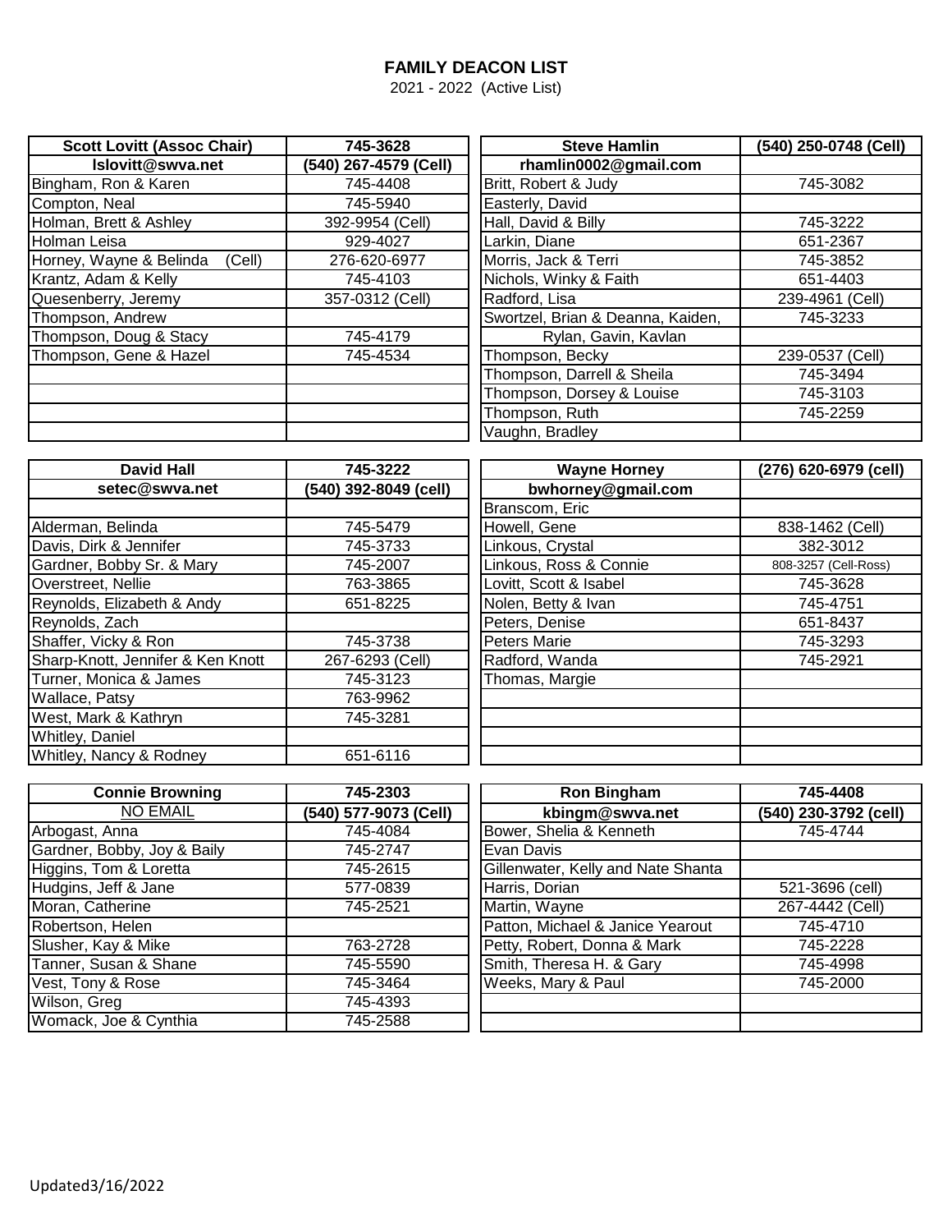# FAMILY DEACON LIST

2021 - 2022 (Active List)

| Scott Lovitt (Assoc Chair) | 745-3628 |
|---|---|
| **lslovitt@swva.net** | **(540) 267-4579 (Cell)** |
| Bingham, Ron & Karen | 745-4408 |
| Compton, Neal | 745-5940 |
| Holman, Brett & Ashley | 392-9954 (Cell) |
| Holman Leisa | 929-4027 |
| Horney, Wayne & Belinda (Cell) | 276-620-6977 |
| Krantz, Adam & Kelly | 745-4103 |
| Quesenberry, Jeremy | 357-0312 (Cell) |
| Thompson, Andrew | |
| Thompson, Doug & Stacy | 745-4179 |
| Thompson, Gene & Hazel | 745-4534 |

| Steve Hamlin | (540) 250-0748 (Cell) |
|---|---|
| **rhamlin0002@gmail.com** | |
| Britt, Robert & Judy | 745-3082 |
| Easterly, David | |
| Hall, David & Billy | 745-3222 |
| Larkin, Diane | 651-2367 |
| Morris, Jack & Terri | 745-3852 |
| Nichols, Winky & Faith | 651-4403 |
| Radford, Lisa | 239-4961 (Cell) |
| Swortzel, Brian & Deanna, Kaiden, Rylan, Gavin, Kavlan | 745-3233 |
| Thompson, Becky | 239-0537 (Cell) |
| Thompson, Darrell & Sheila | 745-3494 |
| Thompson, Dorsey & Louise | 745-3103 |
| Thompson, Ruth | 745-2259 |
| Vaughn, Bradley | |

| David Hall | 745-3222 |
|---|---|
| **setec@swva.net** | **(540) 392-8049 (cell)** |
| Alderman, Belinda | 745-5479 |
| Davis, Dirk & Jennifer | 745-3733 |
| Gardner, Bobby Sr. & Mary | 745-2007 |
| Overstreet, Nellie | 763-3865 |
| Reynolds, Elizabeth & Andy | 651-8225 |
| Reynolds, Zach | |
| Shaffer, Vicky & Ron | 745-3738 |
| Sharp-Knott, Jennifer & Ken Knott | 267-6293 (Cell) |
| Turner, Monica & James | 745-3123 |
| Wallace, Patsy | 763-9962 |
| West, Mark & Kathryn | 745-3281 |
| Whitley, Daniel | |
| Whitley, Nancy & Rodney | 651-6116 |

| Wayne Horney | (276) 620-6979 (cell) |
|---|---|
| **bwhorney@gmail.com** | |
| Branscom, Eric | |
| Howell, Gene | 838-1462 (Cell) |
| Linkous, Crystal | 382-3012 |
| Linkous, Ross & Connie | 808-3257 (Cell-Ross) |
| Lovitt, Scott & Isabel | 745-3628 |
| Nolen, Betty & Ivan | 745-4751 |
| Peters, Denise | 651-8437 |
| Peters Marie | 745-3293 |
| Radford, Wanda | 745-2921 |
| Thomas, Margie | |

| Connie Browning | 745-2303 |
|---|---|
| NO EMAIL | **(540) 577-9073 (Cell)** |
| Arbogast, Anna | 745-4084 |
| Gardner, Bobby, Joy & Baily | 745-2747 |
| Higgins, Tom & Loretta | 745-2615 |
| Hudgins, Jeff & Jane | 577-0839 |
| Moran, Catherine | 745-2521 |
| Robertson, Helen | |
| Slusher, Kay & Mike | 763-2728 |
| Tanner, Susan & Shane | 745-5590 |
| Vest, Tony & Rose | 745-3464 |
| Wilson, Greg | 745-4393 |
| Womack, Joe & Cynthia | 745-2588 |

| Ron Bingham | 745-4408 |
|---|---|
| **kbingm@swva.net** | **(540) 230-3792 (cell)** |
| Bower, Shelia & Kenneth | 745-4744 |
| Evan Davis | |
| Gillenwater, Kelly and Nate Shanta | |
| Harris, Dorian | 521-3696 (cell) |
| Martin, Wayne | 267-4442 (Cell) |
| Patton, Michael & Janice Yearout | 745-4710 |
| Petty, Robert, Donna & Mark | 745-2228 |
| Smith, Theresa H. & Gary | 745-4998 |
| Weeks, Mary & Paul | 745-2000 |

Updated3/16/2022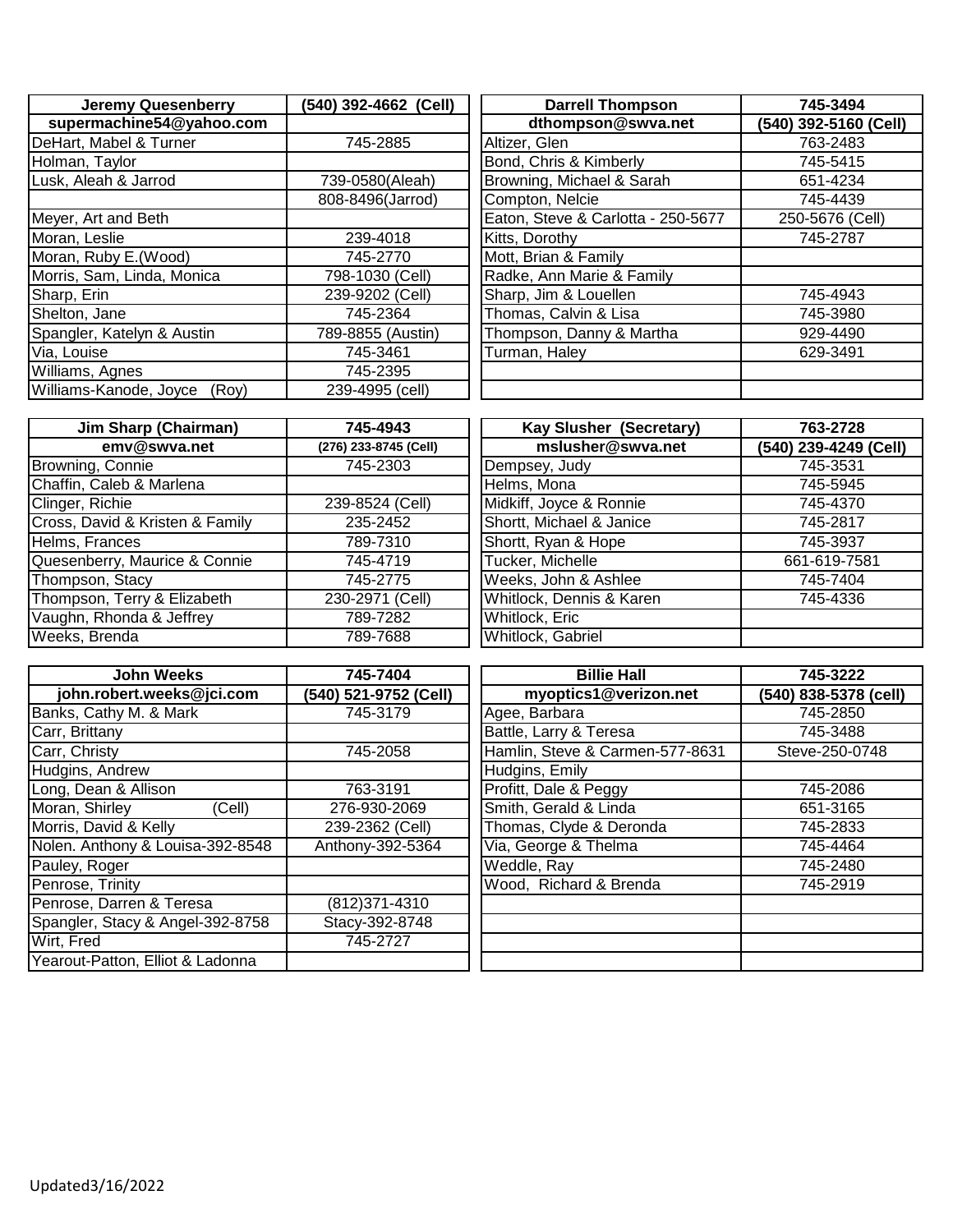| Jeremy Quesenberry | (540) 392-4662 (Cell) |
|---|---|
| supermachine54@yahoo.com | |
| DeHart, Mabel & Turner | 745-2885 |
| Holman, Taylor | |
| Lusk, Aleah & Jarrod | 739-0580(Aleah) |
| | 808-8496(Jarrod) |
| Meyer, Art and Beth | |
| Moran, Leslie | 239-4018 |
| Moran, Ruby E.(Wood) | 745-2770 |
| Morris, Sam, Linda, Monica | 798-1030 (Cell) |
| Sharp, Erin | 239-9202 (Cell) |
| Shelton, Jane | 745-2364 |
| Spangler, Katelyn & Austin | 789-8855 (Austin) |
| Via, Louise | 745-3461 |
| Williams, Agnes | 745-2395 |
| Williams-Kanode, Joyce (Roy) | 239-4995 (cell) |

| Darrell Thompson | 745-3494 |
|---|---|
| dthompson@swva.net | (540) 392-5160 (Cell) |
| Altizer, Glen | 763-2483 |
| Bond, Chris & Kimberly | 745-5415 |
| Browning, Michael & Sarah | 651-4234 |
| Compton, Nelcie | 745-4439 |
| Eaton, Steve & Carlotta - 250-5677 | 250-5676 (Cell) |
| Kitts, Dorothy | 745-2787 |
| Mott, Brian & Family | |
| Radke, Ann Marie & Family | |
| Sharp, Jim & Louellen | 745-4943 |
| Thomas, Calvin & Lisa | 745-3980 |
| Thompson, Danny & Martha | 929-4490 |
| Turman, Haley | 629-3491 |
| | |
| | |

| Jim Sharp (Chairman) | 745-4943 |
|---|---|
| emv@swva.net | (276) 233-8745 (Cell) |
| Browning, Connie | 745-2303 |
| Chaffin, Caleb & Marlena | |
| Clinger, Richie | 239-8524 (Cell) |
| Cross, David & Kristen & Family | 235-2452 |
| Helms, Frances | 789-7310 |
| Quesenberry, Maurice & Connie | 745-4719 |
| Thompson, Stacy | 745-2775 |
| Thompson, Terry & Elizabeth | 230-2971 (Cell) |
| Vaughn, Rhonda & Jeffrey | 789-7282 |
| Weeks, Brenda | 789-7688 |

| Kay Slusher (Secretary) | 763-2728 |
|---|---|
| mslusher@swva.net | (540) 239-4249 (Cell) |
| Dempsey, Judy | 745-3531 |
| Helms, Mona | 745-5945 |
| Midkiff, Joyce & Ronnie | 745-4370 |
| Shortt, Michael & Janice | 745-2817 |
| Shortt, Ryan & Hope | 745-3937 |
| Tucker, Michelle | 661-619-7581 |
| Weeks, John & Ashlee | 745-7404 |
| Whitlock, Dennis & Karen | 745-4336 |
| Whitlock, Eric | |
| Whitlock, Gabriel | |

| John Weeks | 745-7404 |
|---|---|
| john.robert.weeks@jci.com | (540) 521-9752 (Cell) |
| Banks, Cathy M. & Mark | 745-3179 |
| Carr, Brittany | |
| Carr, Christy | 745-2058 |
| Hudgins, Andrew | |
| Long, Dean & Allison | 763-3191 |
| Moran, Shirley (Cell) | 276-930-2069 |
| Morris, David & Kelly | 239-2362 (Cell) |
| Nolen. Anthony & Louisa-392-8548 | Anthony-392-5364 |
| Pauley, Roger | |
| Penrose, Trinity | |
| Penrose, Darren & Teresa | (812)371-4310 |
| Spangler, Stacy & Angel-392-8758 | Stacy-392-8748 |
| Wirt, Fred | 745-2727 |
| Yearout-Patton, Elliot & Ladonna | |

| Billie Hall | 745-3222 |
|---|---|
| myoptics1@verizon.net | (540) 838-5378 (cell) |
| Agee, Barbara | 745-2850 |
| Battle, Larry & Teresa | 745-3488 |
| Hamlin, Steve & Carmen-577-8631 | Steve-250-0748 |
| Hudgins, Emily | |
| Profitt, Dale & Peggy | 745-2086 |
| Smith, Gerald & Linda | 651-3165 |
| Thomas, Clyde & Deronda | 745-2833 |
| Via, George & Thelma | 745-4464 |
| Weddle, Ray | 745-2480 |
| Wood, Richard & Brenda | 745-2919 |
| | |
| | |
| | |
| | |

Updated3/16/2022